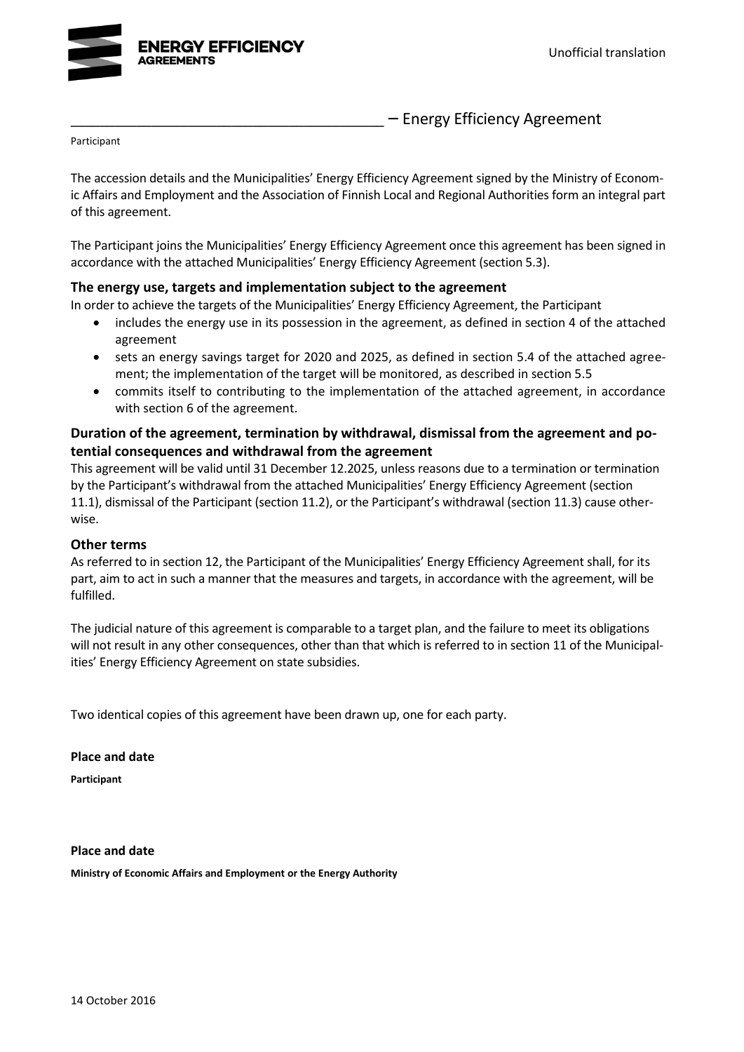Unofficial translation

_____________________________________ – Energy Efficiency Agreement

Participant

The accession details and the Municipalities' Energy Efficiency Agreement signed by the Ministry of Economic Affairs and Employment and the Association of Finnish Local and Regional Authorities form an integral part of this agreement.

The Participant joins the Municipalities' Energy Efficiency Agreement once this agreement has been signed in accordance with the attached Municipalities' Energy Efficiency Agreement (section 5.3).

### The energy use, targets and implementation subject to the agreement

In order to achieve the targets of the Municipalities' Energy Efficiency Agreement, the Participant

- includes the energy use in its possession in the agreement, as defined in section 4 of the attached agreement
- sets an energy savings target for 2020 and 2025, as defined in section 5.4 of the attached agreement; the implementation of the target will be monitored, as described in section 5.5
- commits itself to contributing to the implementation of the attached agreement, in accordance with section 6 of the agreement.

### Duration of the agreement, termination by withdrawal, dismissal from the agreement and potential consequences and withdrawal from the agreement

This agreement will be valid until 31 December 12.2025, unless reasons due to a termination or termination by the Participant's withdrawal from the attached Municipalities' Energy Efficiency Agreement (section 11.1), dismissal of the Participant (section 11.2), or the Participant's withdrawal (section 11.3) cause otherwise.

### Other terms

As referred to in section 12, the Participant of the Municipalities' Energy Efficiency Agreement shall, for its part, aim to act in such a manner that the measures and targets, in accordance with the agreement, will be fulfilled.

The judicial nature of this agreement is comparable to a target plan, and the failure to meet its obligations will not result in any other consequences, other than that which is referred to in section 11 of the Municipalities' Energy Efficiency Agreement on state subsidies.

Two identical copies of this agreement have been drawn up, one for each party.

**Place and date**

**Participant**

**Place and date**

**Ministry of Economic Affairs and Employment or the Energy Authority**

14 October 2016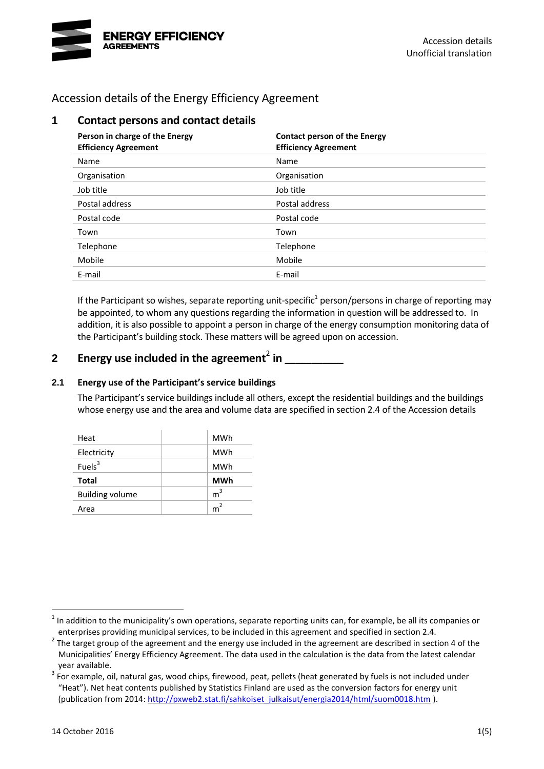# Accession details of the Energy Efficiency Agreement

## 1 Contact persons and contact details

| Person in charge of the Energy Efficiency Agreement | Contact person of the Energy Efficiency Agreement |
|---|---|
| Name | Name |
| Organisation | Organisation |
| Job title | Job title |
| Postal address | Postal address |
| Postal code | Postal code |
| Town | Town |
| Telephone | Telephone |
| Mobile | Mobile |
| E-mail | E-mail |

If the Participant so wishes, separate reporting unit-specific[1] person/persons in charge of reporting may be appointed, to whom any questions regarding the information in question will be addressed to. In addition, it is also possible to appoint a person in charge of the energy consumption monitoring data of the Participant's building stock. These matters will be agreed upon on accession.

## 2 Energy use included in the agreement[2] in __________

### 2.1 Energy use of the Participant's service buildings

The Participant's service buildings include all others, except the residential buildings and the buildings whose energy use and the area and volume data are specified in section 2.4 of the Accession details

| | | |
|---|---|---|
| Heat | | MWh |
| Electricity | | MWh |
| Fuels[3] | | MWh |
| **Total** | | **MWh** |
| Building volume | | $m^3$ |
| Area | | $m^2$ |

---

[1] In addition to the municipality's own operations, separate reporting units can, for example, be all its companies or enterprises providing municipal services, to be included in this agreement and specified in section 2.4.

[2] The target group of the agreement and the energy use included in the agreement are described in section 4 of the Municipalities' Energy Efficiency Agreement. The data used in the calculation is the data from the latest calendar year available.

[3] For example, oil, natural gas, wood chips, firewood, peat, pellets (heat generated by fuels is not included under "Heat"). Net heat contents published by Statistics Finland are used as the conversion factors for energy unit (publication from 2014: http://pxweb2.stat.fi/sahkoiset_julkaisut/energia2014/html/suom0018.htm ).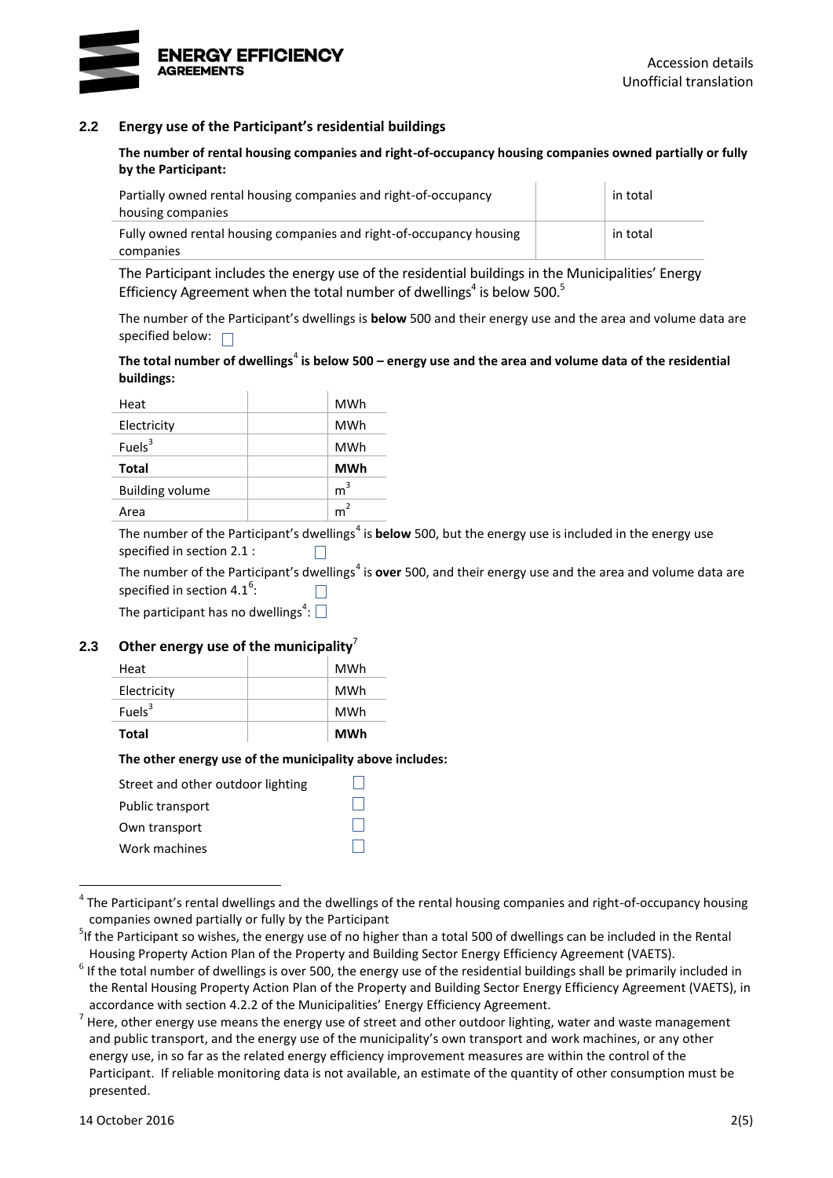## 2.2 Energy use of the Participant's residential buildings

**The number of rental housing companies and right-of-occupancy housing companies owned partially or fully by the Participant:**

| | | |
|---|---|---|
| Partially owned rental housing companies and right-of-occupancy housing companies | | in total |
| Fully owned rental housing companies and right-of-occupancy housing companies | | in total |

The Participant includes the energy use of the residential buildings in the Municipalities' Energy Efficiency Agreement when the total number of dwellings[4] is below 500.[5]

The number of the Participant's dwellings is **below** 500 and their energy use and the area and volume data are specified below: ☐

**The total number of dwellings[4] is below 500 – energy use and the area and volume data of the residential buildings:**

| | | |
|---|---|---|
| Heat | | MWh |
| Electricity | | MWh |
| Fuels[3] | | MWh |
| **Total** | | **MWh** |
| Building volume | | $m^3$ |
| Area | | $m^2$ |

The number of the Participant's dwellings[4] is **below** 500, but the energy use is included in the energy use specified in section 2.1 : ☐

The number of the Participant's dwellings[4] is **over** 500, and their energy use and the area and volume data are specified in section 4.1[6]: ☐

The participant has no dwellings[4]: ☐

## 2.3 Other energy use of the municipality[7]

| | | |
|---|---|---|
| Heat | | MWh |
| Electricity | | MWh |
| Fuels[3] | | MWh |
| **Total** | | **MWh** |

**The other energy use of the municipality above includes:**

- Street and other outdoor lighting ☐
- Public transport ☐
- Own transport ☐
- Work machines ☐

---

[4] The Participant's rental dwellings and the dwellings of the rental housing companies and right-of-occupancy housing companies owned partially or fully by the Participant

[5] If the Participant so wishes, the energy use of no higher than a total 500 of dwellings can be included in the Rental Housing Property Action Plan of the Property and Building Sector Energy Efficiency Agreement (VAETS).

[6] If the total number of dwellings is over 500, the energy use of the residential buildings shall be primarily included in the Rental Housing Property Action Plan of the Property and Building Sector Energy Efficiency Agreement (VAETS), in accordance with section 4.2.2 of the Municipalities' Energy Efficiency Agreement.

[7] Here, other energy use means the energy use of street and other outdoor lighting, water and waste management and public transport, and the energy use of the municipality's own transport and work machines, or any other energy use, in so far as the related energy efficiency improvement measures are within the control of the Participant. If reliable monitoring data is not available, an estimate of the quantity of other consumption must be presented.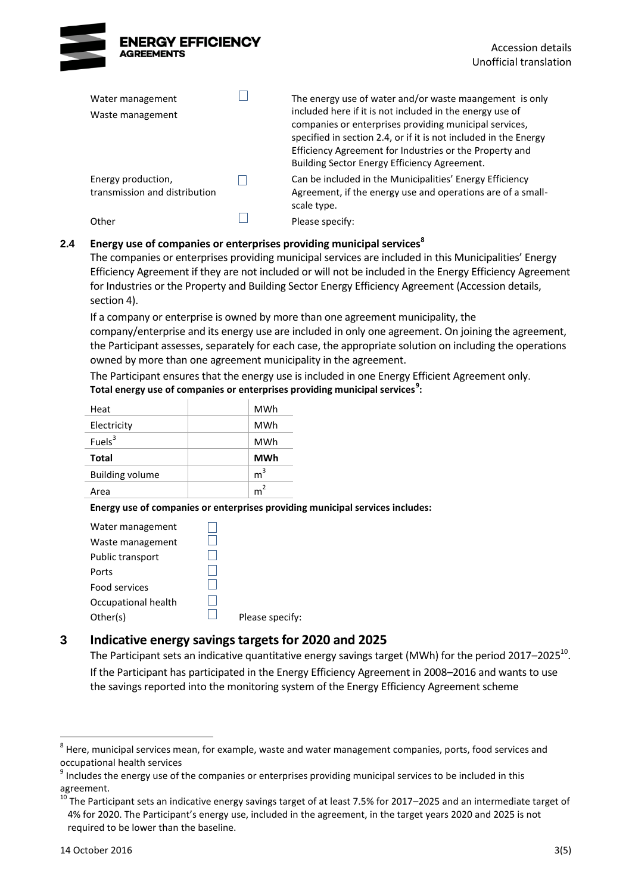| | | |
|---|---|---|
| Water management<br>Waste management | ☐ | The energy use of water and/or waste maangement is only included here if it is not included in the energy use of companies or enterprises providing municipal services, specified in section 2.4, or if it is not included in the Energy Efficiency Agreement for Industries or the Property and Building Sector Energy Efficiency Agreement. |
| Energy production, transmission and distribution | ☐ | Can be included in the Municipalities' Energy Efficiency Agreement, if the energy use and operations are of a small-scale type. |
| Other | ☐ | Please specify: |

### 2.4 Energy use of companies or enterprises providing municipal services[8]

The companies or enterprises providing municipal services are included in this Municipalities' Energy Efficiency Agreement if they are not included or will not be included in the Energy Efficiency Agreement for Industries or the Property and Building Sector Energy Efficiency Agreement (Accession details, section 4).

If a company or enterprise is owned by more than one agreement municipality, the company/enterprise and its energy use are included in only one agreement. On joining the agreement, the Participant assesses, separately for each case, the appropriate solution on including the operations owned by more than one agreement municipality in the agreement.

The Participant ensures that the energy use is included in one Energy Efficient Agreement only.

**Total energy use of companies or enterprises providing municipal services[9]:**

| | | |
|---|---|---|
| Heat | | MWh |
| Electricity | | MWh |
| Fuels[3] | | MWh |
| **Total** | | **MWh** |
| Building volume | | $m^3$ |
| Area | | $m^2$ |

**Energy use of companies or enterprises providing municipal services includes:**

| | | |
|---|---|---|
| Water management | ☐ | |
| Waste management | ☐ | |
| Public transport | ☐ | |
| Ports | ☐ | |
| Food services | ☐ | |
| Occupational health | ☐ | |
| Other(s) | ☐ | Please specify: |

## 3 Indicative energy savings targets for 2020 and 2025

The Participant sets an indicative quantitative energy savings target (MWh) for the period 2017–2025[10].

If the Participant has participated in the Energy Efficiency Agreement in 2008–2016 and wants to use the savings reported into the monitoring system of the Energy Efficiency Agreement scheme

---

[8] Here, municipal services mean, for example, waste and water management companies, ports, food services and occupational health services

[9] Includes the energy use of the companies or enterprises providing municipal services to be included in this agreement.

[10] The Participant sets an indicative energy savings target of at least 7.5% for 2017–2025 and an intermediate target of 4% for 2020. The Participant's energy use, included in the agreement, in the target years 2020 and 2025 is not required to be lower than the baseline.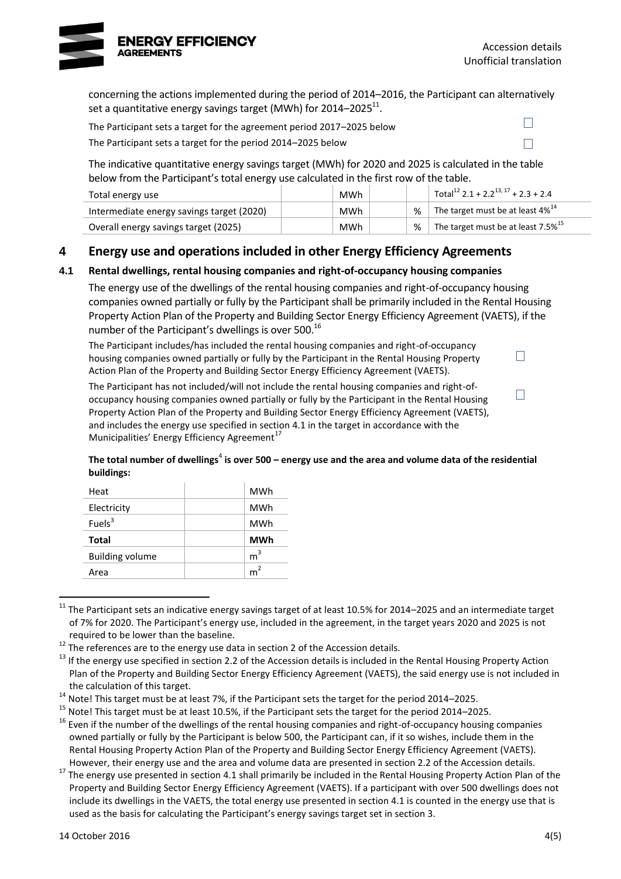concerning the actions implemented during the period of 2014–2016, the Participant can alternatively set a quantitative energy savings target (MWh) for 2014–2025[11].

The Participant sets a target for the agreement period 2017–2025 below ☐

The Participant sets a target for the period 2014–2025 below ☐

The indicative quantitative energy savings target (MWh) for 2020 and 2025 is calculated in the table below from the Participant's total energy use calculated in the first row of the table.

| | | | | | |
|---|---|---|---|---|---|
| Total energy use | | MWh | | | Total[12] 2.1 + 2.2[13, 17] + 2.3 + 2.4 |
| Intermediate energy savings target (2020) | | MWh | | % | The target must be at least 4%[14] |
| Overall energy savings target (2025) | | MWh | | % | The target must be at least 7.5%[15] |

## 4 Energy use and operations included in other Energy Efficiency Agreements

### 4.1 Rental dwellings, rental housing companies and right-of-occupancy housing companies

The energy use of the dwellings of the rental housing companies and right-of-occupancy housing companies owned partially or fully by the Participant shall be primarily included in the Rental Housing Property Action Plan of the Property and Building Sector Energy Efficiency Agreement (VAETS), if the number of the Participant's dwellings is over 500.[16]

The Participant includes/has included the rental housing companies and right-of-occupancy housing companies owned partially or fully by the Participant in the Rental Housing Property Action Plan of the Property and Building Sector Energy Efficiency Agreement (VAETS). ☐

The Participant has not included/will not include the rental housing companies and right-of-occupancy housing companies owned partially or fully by the Participant in the Rental Housing Property Action Plan of the Property and Building Sector Energy Efficiency Agreement (VAETS), and includes the energy use specified in section 4.1 in the target in accordance with the Municipalities' Energy Efficiency Agreement[17] ☐

**The total number of dwellings[4] is over 500 – energy use and the area and volume data of the residential buildings:**

| | | |
|---|---|---|
| Heat | | MWh |
| Electricity | | MWh |
| Fuels[3] | | MWh |
| **Total** | | **MWh** |
| Building volume | | $m^3$ |
| Area | | $m^2$ |

---

[11] The Participant sets an indicative energy savings target of at least 10.5% for 2014–2025 and an intermediate target of 7% for 2020. The Participant's energy use, included in the agreement, in the target years 2020 and 2025 is not required to be lower than the baseline.

[12] The references are to the energy use data in section 2 of the Accession details.

[13] If the energy use specified in section 2.2 of the Accession details is included in the Rental Housing Property Action Plan of the Property and Building Sector Energy Efficiency Agreement (VAETS), the said energy use is not included in the calculation of this target.

[14] Note! This target must be at least 7%, if the Participant sets the target for the period 2014–2025.

[15] Note! This target must be at least 10.5%, if the Participant sets the target for the period 2014–2025.

[16] Even if the number of the dwellings of the rental housing companies and right-of-occupancy housing companies owned partially or fully by the Participant is below 500, the Participant can, if it so wishes, include them in the Rental Housing Property Action Plan of the Property and Building Sector Energy Efficiency Agreement (VAETS). However, their energy use and the area and volume data are presented in section 2.2 of the Accession details.

[17] The energy use presented in section 4.1 shall primarily be included in the Rental Housing Property Action Plan of the Property and Building Sector Energy Efficiency Agreement (VAETS). If a participant with over 500 dwellings does not include its dwellings in the VAETS, the total energy use presented in section 4.1 is counted in the energy use that is used as the basis for calculating the Participant's energy savings target set in section 3.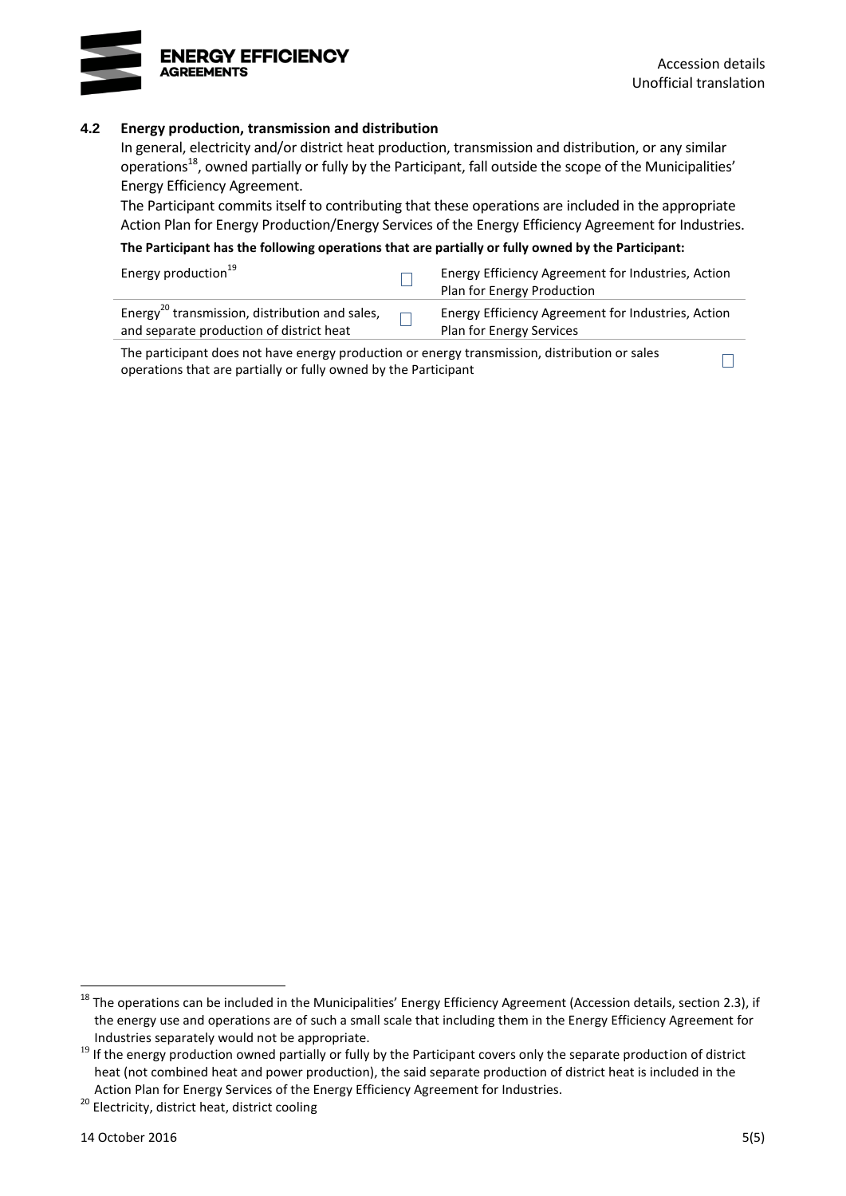### 4.2 Energy production, transmission and distribution

In general, electricity and/or district heat production, transmission and distribution, or any similar operations[18], owned partially or fully by the Participant, fall outside the scope of the Municipalities' Energy Efficiency Agreement.

The Participant commits itself to contributing that these operations are included in the appropriate Action Plan for Energy Production/Energy Services of the Energy Efficiency Agreement for Industries.

**The Participant has the following operations that are partially or fully owned by the Participant:**

| | | |
|---|---|---|
| Energy production[19] | ☐ | Energy Efficiency Agreement for Industries, Action Plan for Energy Production |
| Energy[20] transmission, distribution and sales, and separate production of district heat | ☐ | Energy Efficiency Agreement for Industries, Action Plan for Energy Services |
| The participant does not have energy production or energy transmission, distribution or sales operations that are partially or fully owned by the Participant | | ☐ |

[18] The operations can be included in the Municipalities' Energy Efficiency Agreement (Accession details, section 2.3), if the energy use and operations are of such a small scale that including them in the Energy Efficiency Agreement for Industries separately would not be appropriate.

[19] If the energy production owned partially or fully by the Participant covers only the separate production of district heat (not combined heat and power production), the said separate production of district heat is included in the Action Plan for Energy Services of the Energy Efficiency Agreement for Industries.

[20] Electricity, district heat, district cooling

14 October 2016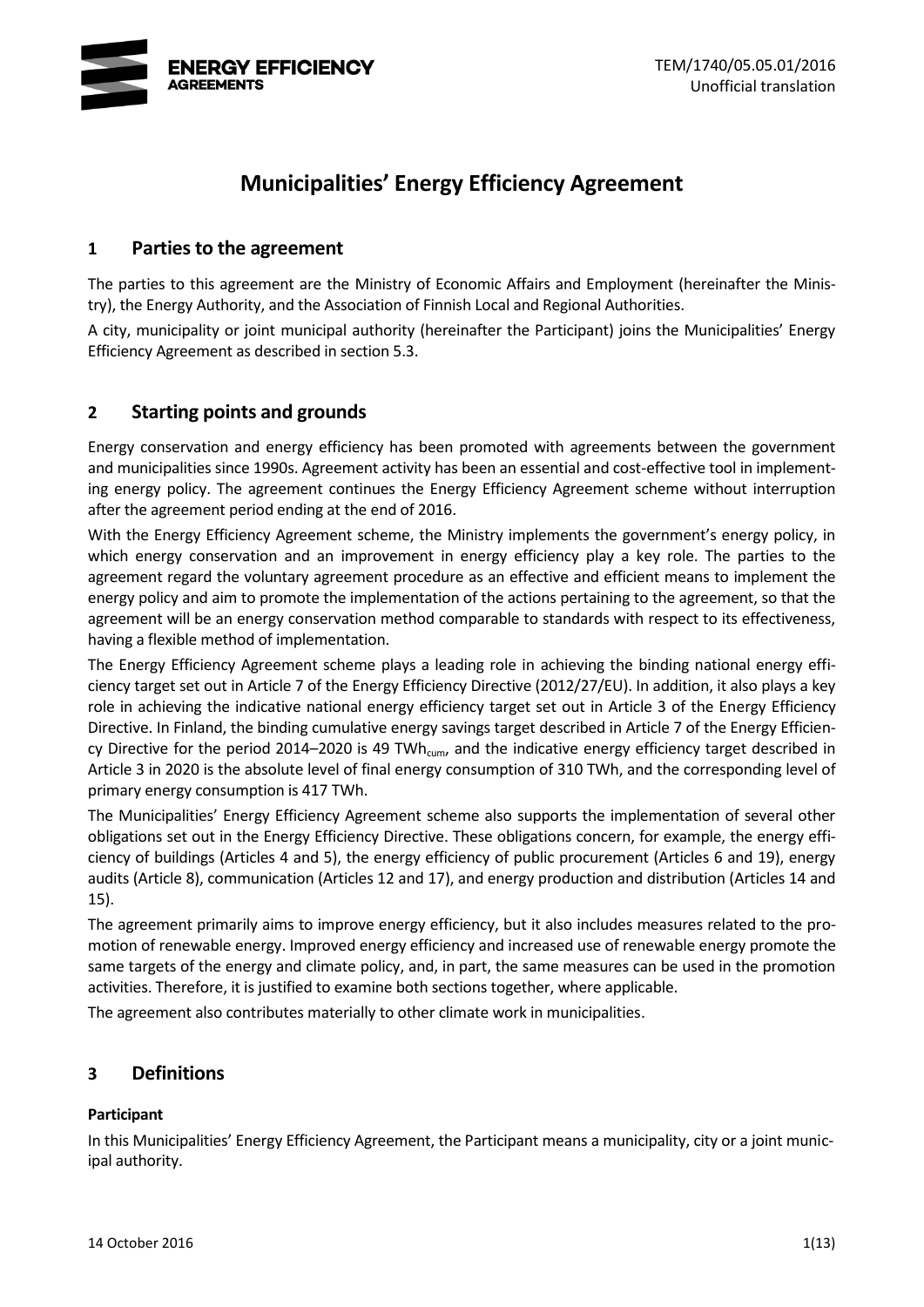# Municipalities' Energy Efficiency Agreement

## 1 Parties to the agreement

The parties to this agreement are the Ministry of Economic Affairs and Employment (hereinafter the Ministry), the Energy Authority, and the Association of Finnish Local and Regional Authorities.

A city, municipality or joint municipal authority (hereinafter the Participant) joins the Municipalities' Energy Efficiency Agreement as described in section 5.3.

## 2 Starting points and grounds

Energy conservation and energy efficiency has been promoted with agreements between the government and municipalities since 1990s. Agreement activity has been an essential and cost-effective tool in implementing energy policy. The agreement continues the Energy Efficiency Agreement scheme without interruption after the agreement period ending at the end of 2016.

With the Energy Efficiency Agreement scheme, the Ministry implements the government's energy policy, in which energy conservation and an improvement in energy efficiency play a key role. The parties to the agreement regard the voluntary agreement procedure as an effective and efficient means to implement the energy policy and aim to promote the implementation of the actions pertaining to the agreement, so that the agreement will be an energy conservation method comparable to standards with respect to its effectiveness, having a flexible method of implementation.

The Energy Efficiency Agreement scheme plays a leading role in achieving the binding national energy efficiency target set out in Article 7 of the Energy Efficiency Directive (2012/27/EU). In addition, it also plays a key role in achieving the indicative national energy efficiency target set out in Article 3 of the Energy Efficiency Directive. In Finland, the binding cumulative energy savings target described in Article 7 of the Energy Efficiency Directive for the period 2014–2020 is 49 $TWh_{cum}$, and the indicative energy efficiency target described in Article 3 in 2020 is the absolute level of final energy consumption of 310 TWh, and the corresponding level of primary energy consumption is 417 TWh.

The Municipalities' Energy Efficiency Agreement scheme also supports the implementation of several other obligations set out in the Energy Efficiency Directive. These obligations concern, for example, the energy efficiency of buildings (Articles 4 and 5), the energy efficiency of public procurement (Articles 6 and 19), energy audits (Article 8), communication (Articles 12 and 17), and energy production and distribution (Articles 14 and 15).

The agreement primarily aims to improve energy efficiency, but it also includes measures related to the promotion of renewable energy. Improved energy efficiency and increased use of renewable energy promote the same targets of the energy and climate policy, and, in part, the same measures can be used in the promotion activities. Therefore, it is justified to examine both sections together, where applicable.

The agreement also contributes materially to other climate work in municipalities.

## 3 Definitions

**Participant**

In this Municipalities' Energy Efficiency Agreement, the Participant means a municipality, city or a joint municipal authority.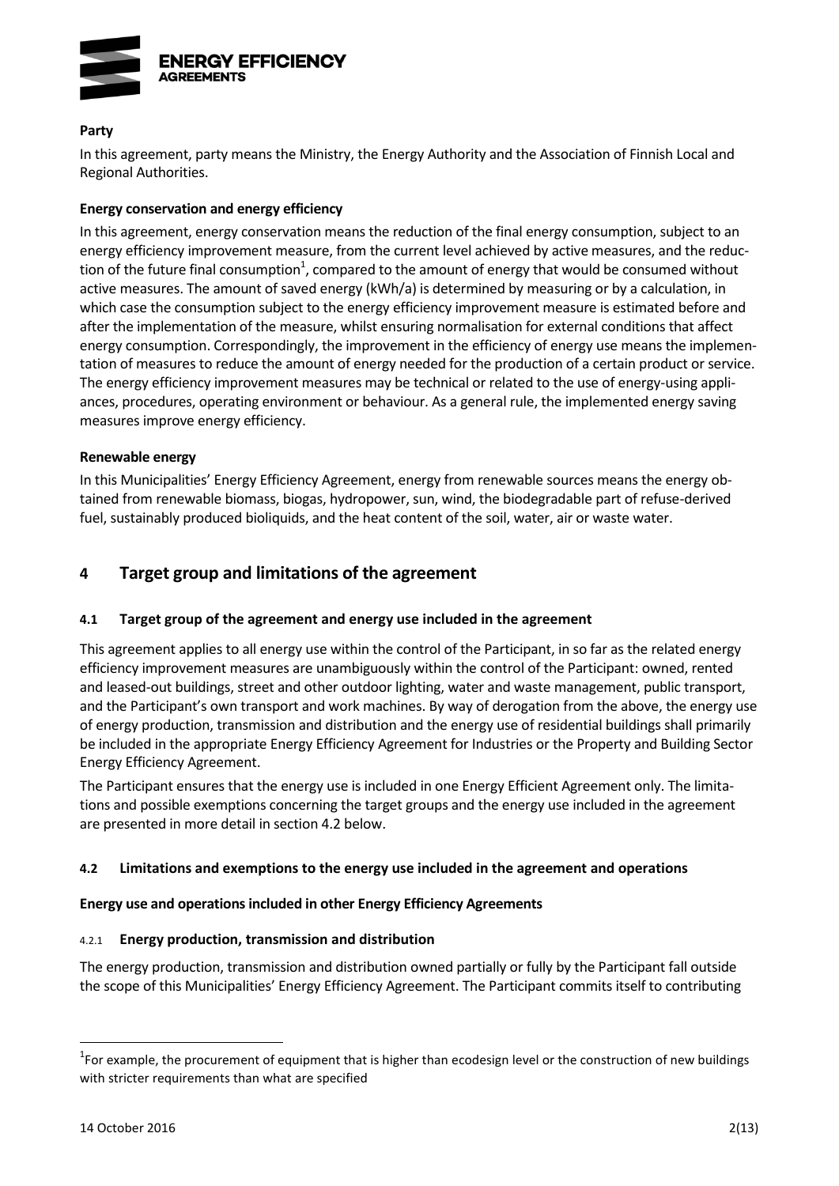**Party**

In this agreement, party means the Ministry, the Energy Authority and the Association of Finnish Local and Regional Authorities.

**Energy conservation and energy efficiency**

In this agreement, energy conservation means the reduction of the final energy consumption, subject to an energy efficiency improvement measure, from the current level achieved by active measures, and the reduction of the future final consumption[1], compared to the amount of energy that would be consumed without active measures. The amount of saved energy (kWh/a) is determined by measuring or by a calculation, in which case the consumption subject to the energy efficiency improvement measure is estimated before and after the implementation of the measure, whilst ensuring normalisation for external conditions that affect energy consumption. Correspondingly, the improvement in the efficiency of energy use means the implementation of measures to reduce the amount of energy needed for the production of a certain product or service. The energy efficiency improvement measures may be technical or related to the use of energy-using appliances, procedures, operating environment or behaviour. As a general rule, the implemented energy saving measures improve energy efficiency.

**Renewable energy**

In this Municipalities' Energy Efficiency Agreement, energy from renewable sources means the energy obtained from renewable biomass, biogas, hydropower, sun, wind, the biodegradable part of refuse-derived fuel, sustainably produced bioliquids, and the heat content of the soil, water, air or waste water.

# 4 Target group and limitations of the agreement

## 4.1 Target group of the agreement and energy use included in the agreement

This agreement applies to all energy use within the control of the Participant, in so far as the related energy efficiency improvement measures are unambiguously within the control of the Participant: owned, rented and leased-out buildings, street and other outdoor lighting, water and waste management, public transport, and the Participant's own transport and work machines. By way of derogation from the above, the energy use of energy production, transmission and distribution and the energy use of residential buildings shall primarily be included in the appropriate Energy Efficiency Agreement for Industries or the Property and Building Sector Energy Efficiency Agreement.

The Participant ensures that the energy use is included in one Energy Efficient Agreement only. The limitations and possible exemptions concerning the target groups and the energy use included in the agreement are presented in more detail in section 4.2 below.

## 4.2 Limitations and exemptions to the energy use included in the agreement and operations

**Energy use and operations included in other Energy Efficiency Agreements**

### 4.2.1 Energy production, transmission and distribution

The energy production, transmission and distribution owned partially or fully by the Participant fall outside the scope of this Municipalities' Energy Efficiency Agreement. The Participant commits itself to contributing

[1] For example, the procurement of equipment that is higher than ecodesign level or the construction of new buildings with stricter requirements than what are specified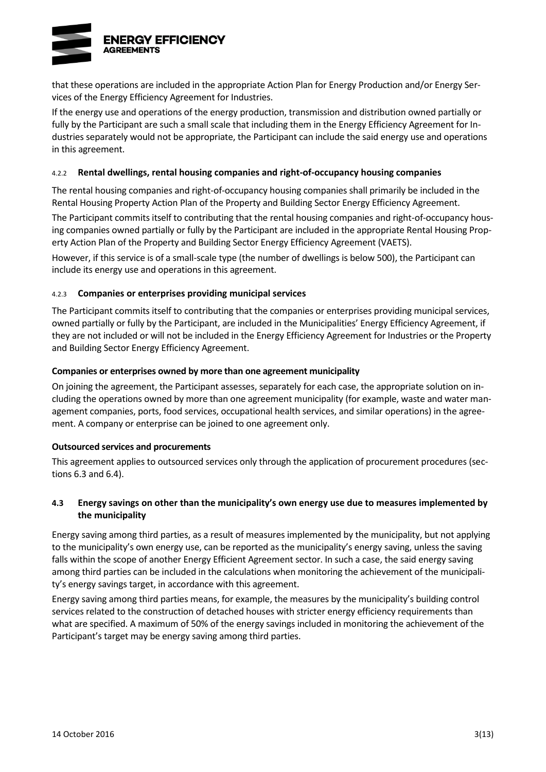that these operations are included in the appropriate Action Plan for Energy Production and/or Energy Services of the Energy Efficiency Agreement for Industries.

If the energy use and operations of the energy production, transmission and distribution owned partially or fully by the Participant are such a small scale that including them in the Energy Efficiency Agreement for Industries separately would not be appropriate, the Participant can include the said energy use and operations in this agreement.

#### 4.2.2 Rental dwellings, rental housing companies and right-of-occupancy housing companies

The rental housing companies and right-of-occupancy housing companies shall primarily be included in the Rental Housing Property Action Plan of the Property and Building Sector Energy Efficiency Agreement.

The Participant commits itself to contributing that the rental housing companies and right-of-occupancy housing companies owned partially or fully by the Participant are included in the appropriate Rental Housing Property Action Plan of the Property and Building Sector Energy Efficiency Agreement (VAETS).

However, if this service is of a small-scale type (the number of dwellings is below 500), the Participant can include its energy use and operations in this agreement.

#### 4.2.3 Companies or enterprises providing municipal services

The Participant commits itself to contributing that the companies or enterprises providing municipal services, owned partially or fully by the Participant, are included in the Municipalities' Energy Efficiency Agreement, if they are not included or will not be included in the Energy Efficiency Agreement for Industries or the Property and Building Sector Energy Efficiency Agreement.

**Companies or enterprises owned by more than one agreement municipality**

On joining the agreement, the Participant assesses, separately for each case, the appropriate solution on including the operations owned by more than one agreement municipality (for example, waste and water management companies, ports, food services, occupational health services, and similar operations) in the agreement. A company or enterprise can be joined to one agreement only.

**Outsourced services and procurements**

This agreement applies to outsourced services only through the application of procurement procedures (sections 6.3 and 6.4).

### 4.3 Energy savings on other than the municipality's own energy use due to measures implemented by the municipality

Energy saving among third parties, as a result of measures implemented by the municipality, but not applying to the municipality's own energy use, can be reported as the municipality's energy saving, unless the saving falls within the scope of another Energy Efficient Agreement sector. In such a case, the said energy saving among third parties can be included in the calculations when monitoring the achievement of the municipality's energy savings target, in accordance with this agreement.

Energy saving among third parties means, for example, the measures by the municipality's building control services related to the construction of detached houses with stricter energy efficiency requirements than what are specified. A maximum of 50% of the energy savings included in monitoring the achievement of the Participant's target may be energy saving among third parties.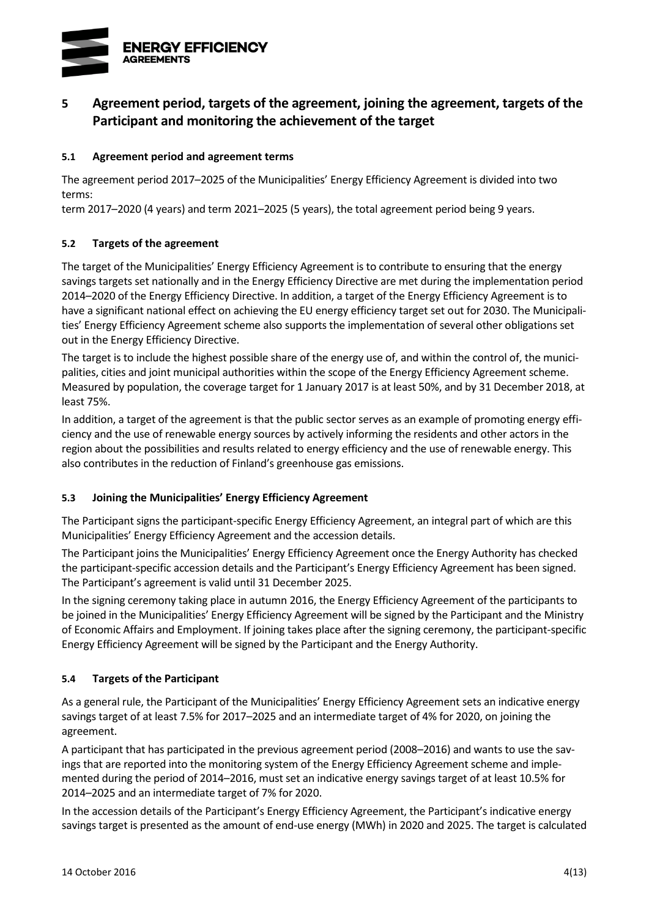## 5 Agreement period, targets of the agreement, joining the agreement, targets of the Participant and monitoring the achievement of the target

### 5.1 Agreement period and agreement terms

The agreement period 2017–2025 of the Municipalities' Energy Efficiency Agreement is divided into two terms:
term 2017–2020 (4 years) and term 2021–2025 (5 years), the total agreement period being 9 years.

### 5.2 Targets of the agreement

The target of the Municipalities' Energy Efficiency Agreement is to contribute to ensuring that the energy savings targets set nationally and in the Energy Efficiency Directive are met during the implementation period 2014–2020 of the Energy Efficiency Directive. In addition, a target of the Energy Efficiency Agreement is to have a significant national effect on achieving the EU energy efficiency target set out for 2030. The Municipalities' Energy Efficiency Agreement scheme also supports the implementation of several other obligations set out in the Energy Efficiency Directive.

The target is to include the highest possible share of the energy use of, and within the control of, the municipalities, cities and joint municipal authorities within the scope of the Energy Efficiency Agreement scheme. Measured by population, the coverage target for 1 January 2017 is at least 50%, and by 31 December 2018, at least 75%.

In addition, a target of the agreement is that the public sector serves as an example of promoting energy efficiency and the use of renewable energy sources by actively informing the residents and other actors in the region about the possibilities and results related to energy efficiency and the use of renewable energy. This also contributes in the reduction of Finland's greenhouse gas emissions.

### 5.3 Joining the Municipalities' Energy Efficiency Agreement

The Participant signs the participant-specific Energy Efficiency Agreement, an integral part of which are this Municipalities' Energy Efficiency Agreement and the accession details.

The Participant joins the Municipalities' Energy Efficiency Agreement once the Energy Authority has checked the participant-specific accession details and the Participant's Energy Efficiency Agreement has been signed. The Participant's agreement is valid until 31 December 2025.

In the signing ceremony taking place in autumn 2016, the Energy Efficiency Agreement of the participants to be joined in the Municipalities' Energy Efficiency Agreement will be signed by the Participant and the Ministry of Economic Affairs and Employment. If joining takes place after the signing ceremony, the participant-specific Energy Efficiency Agreement will be signed by the Participant and the Energy Authority.

### 5.4 Targets of the Participant

As a general rule, the Participant of the Municipalities' Energy Efficiency Agreement sets an indicative energy savings target of at least 7.5% for 2017–2025 and an intermediate target of 4% for 2020, on joining the agreement.

A participant that has participated in the previous agreement period (2008–2016) and wants to use the savings that are reported into the monitoring system of the Energy Efficiency Agreement scheme and implemented during the period of 2014–2016, must set an indicative energy savings target of at least 10.5% for 2014–2025 and an intermediate target of 7% for 2020.

In the accession details of the Participant's Energy Efficiency Agreement, the Participant's indicative energy savings target is presented as the amount of end-use energy (MWh) in 2020 and 2025. The target is calculated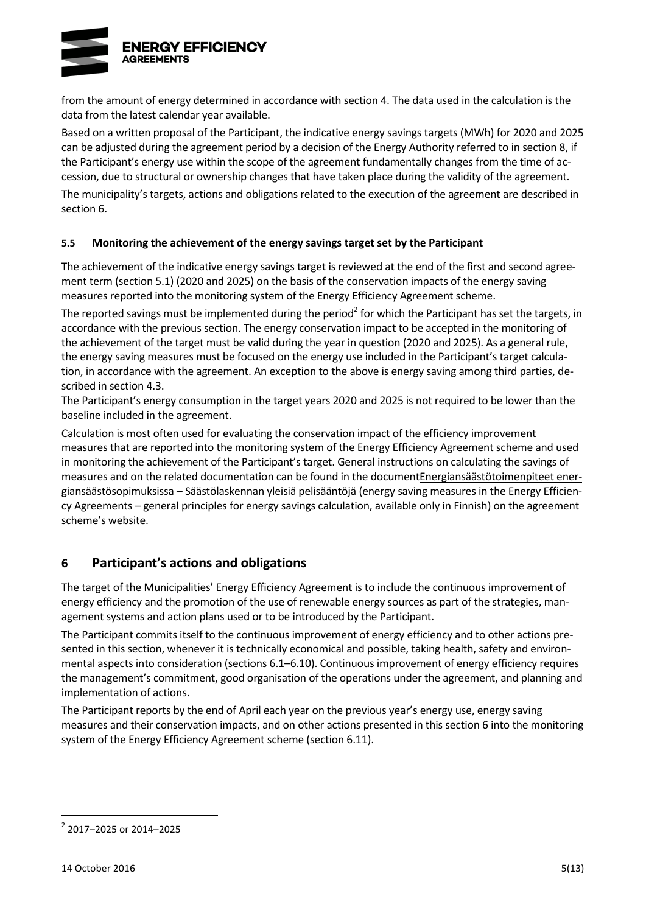from the amount of energy determined in accordance with section 4. The data used in the calculation is the data from the latest calendar year available.

Based on a written proposal of the Participant, the indicative energy savings targets (MWh) for 2020 and 2025 can be adjusted during the agreement period by a decision of the Energy Authority referred to in section 8, if the Participant's energy use within the scope of the agreement fundamentally changes from the time of accession, due to structural or ownership changes that have taken place during the validity of the agreement.

The municipality's targets, actions and obligations related to the execution of the agreement are described in section 6.

#### 5.5 Monitoring the achievement of the energy savings target set by the Participant

The achievement of the indicative energy savings target is reviewed at the end of the first and second agreement term (section 5.1) (2020 and 2025) on the basis of the conservation impacts of the energy saving measures reported into the monitoring system of the Energy Efficiency Agreement scheme.

The reported savings must be implemented during the period[2] for which the Participant has set the targets, in accordance with the previous section. The energy conservation impact to be accepted in the monitoring of the achievement of the target must be valid during the year in question (2020 and 2025). As a general rule, the energy saving measures must be focused on the energy use included in the Participant's target calculation, in accordance with the agreement. An exception to the above is energy saving among third parties, described in section 4.3.

The Participant's energy consumption in the target years 2020 and 2025 is not required to be lower than the baseline included in the agreement.

Calculation is most often used for evaluating the conservation impact of the efficiency improvement measures that are reported into the monitoring system of the Energy Efficiency Agreement scheme and used in monitoring the achievement of the Participant's target. General instructions on calculating the savings of measures and on the related documentation can be found in the document Energiansäästötoimenpiteet energiansäästösopimuksissa – Säästölaskennan yleisiä pelisääntöjä (energy saving measures in the Energy Efficiency Agreements – general principles for energy savings calculation, available only in Finnish) on the agreement scheme's website.

## 6 Participant's actions and obligations

The target of the Municipalities' Energy Efficiency Agreement is to include the continuous improvement of energy efficiency and the promotion of the use of renewable energy sources as part of the strategies, management systems and action plans used or to be introduced by the Participant.

The Participant commits itself to the continuous improvement of energy efficiency and to other actions presented in this section, whenever it is technically economical and possible, taking health, safety and environmental aspects into consideration (sections 6.1–6.10). Continuous improvement of energy efficiency requires the management's commitment, good organisation of the operations under the agreement, and planning and implementation of actions.

The Participant reports by the end of April each year on the previous year's energy use, energy saving measures and their conservation impacts, and on other actions presented in this section 6 into the monitoring system of the Energy Efficiency Agreement scheme (section 6.11).

---

[2] 2017–2025 or 2014–2025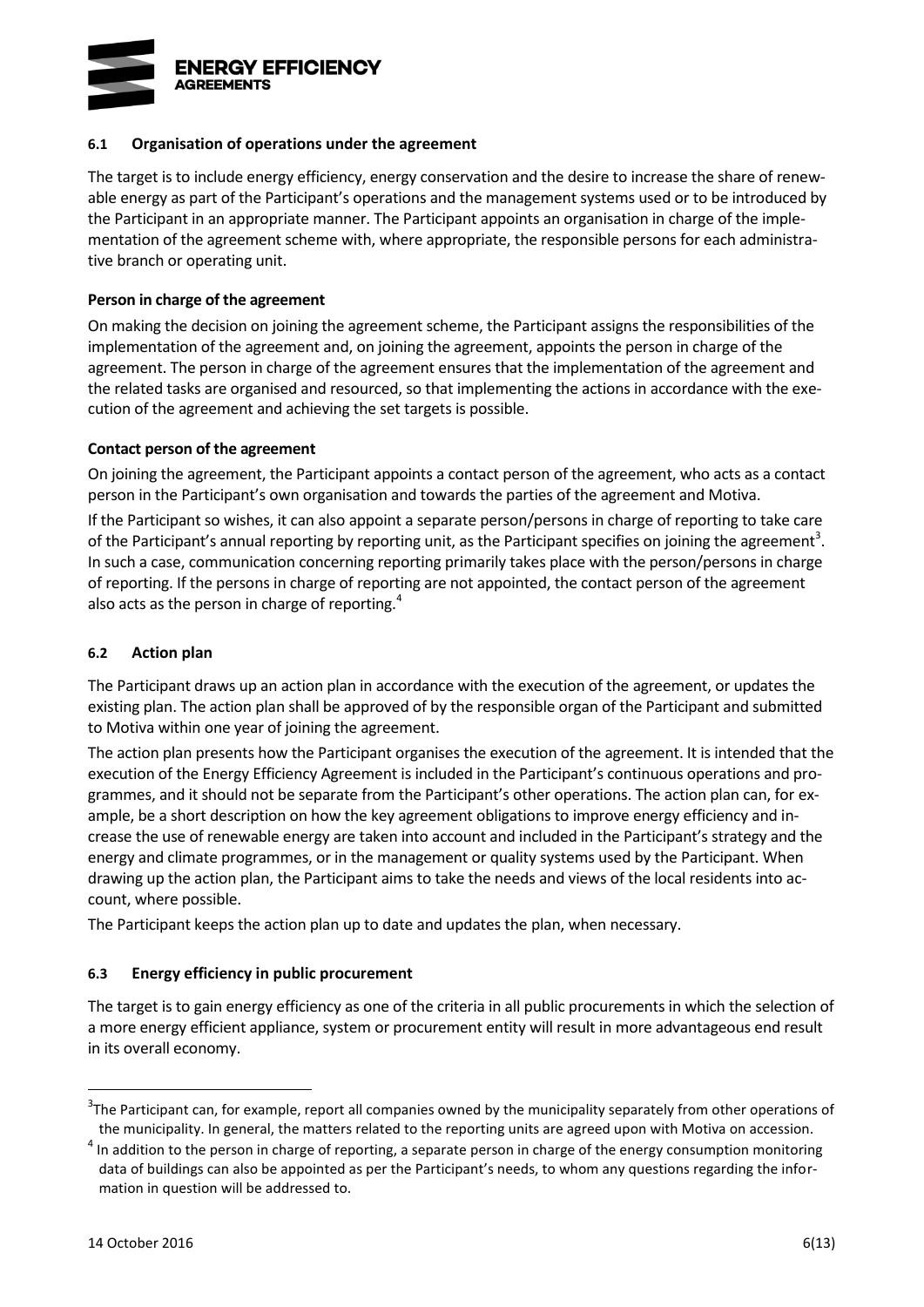### 6.1 Organisation of operations under the agreement

The target is to include energy efficiency, energy conservation and the desire to increase the share of renewable energy as part of the Participant's operations and the management systems used or to be introduced by the Participant in an appropriate manner. The Participant appoints an organisation in charge of the implementation of the agreement scheme with, where appropriate, the responsible persons for each administrative branch or operating unit.

**Person in charge of the agreement**

On making the decision on joining the agreement scheme, the Participant assigns the responsibilities of the implementation of the agreement and, on joining the agreement, appoints the person in charge of the agreement. The person in charge of the agreement ensures that the implementation of the agreement and the related tasks are organised and resourced, so that implementing the actions in accordance with the execution of the agreement and achieving the set targets is possible.

**Contact person of the agreement**

On joining the agreement, the Participant appoints a contact person of the agreement, who acts as a contact person in the Participant's own organisation and towards the parties of the agreement and Motiva.

If the Participant so wishes, it can also appoint a separate person/persons in charge of reporting to take care of the Participant's annual reporting by reporting unit, as the Participant specifies on joining the agreement[3]. In such a case, communication concerning reporting primarily takes place with the person/persons in charge of reporting. If the persons in charge of reporting are not appointed, the contact person of the agreement also acts as the person in charge of reporting.[4]

### 6.2 Action plan

The Participant draws up an action plan in accordance with the execution of the agreement, or updates the existing plan. The action plan shall be approved of by the responsible organ of the Participant and submitted to Motiva within one year of joining the agreement.

The action plan presents how the Participant organises the execution of the agreement. It is intended that the execution of the Energy Efficiency Agreement is included in the Participant's continuous operations and programmes, and it should not be separate from the Participant's other operations. The action plan can, for example, be a short description on how the key agreement obligations to improve energy efficiency and increase the use of renewable energy are taken into account and included in the Participant's strategy and the energy and climate programmes, or in the management or quality systems used by the Participant. When drawing up the action plan, the Participant aims to take the needs and views of the local residents into account, where possible.

The Participant keeps the action plan up to date and updates the plan, when necessary.

### 6.3 Energy efficiency in public procurement

The target is to gain energy efficiency as one of the criteria in all public procurements in which the selection of a more energy efficient appliance, system or procurement entity will result in more advantageous end result in its overall economy.

---

[3] The Participant can, for example, report all companies owned by the municipality separately from other operations of the municipality. In general, the matters related to the reporting units are agreed upon with Motiva on accession.

[4] In addition to the person in charge of reporting, a separate person in charge of the energy consumption monitoring data of buildings can also be appointed as per the Participant's needs, to whom any questions regarding the information in question will be addressed to.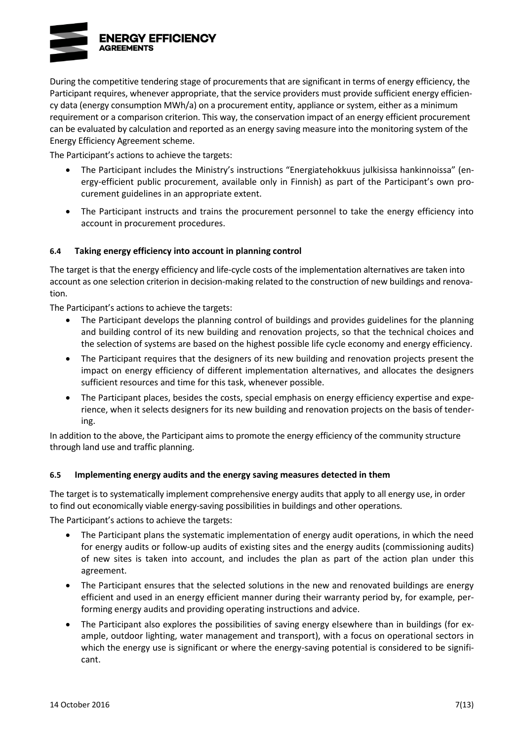During the competitive tendering stage of procurements that are significant in terms of energy efficiency, the Participant requires, whenever appropriate, that the service providers must provide sufficient energy efficiency data (energy consumption MWh/a) on a procurement entity, appliance or system, either as a minimum requirement or a comparison criterion. This way, the conservation impact of an energy efficient procurement can be evaluated by calculation and reported as an energy saving measure into the monitoring system of the Energy Efficiency Agreement scheme.

The Participant's actions to achieve the targets:

- The Participant includes the Ministry's instructions "Energiatehokkuus julkisissa hankinnoissa" (energy-efficient public procurement, available only in Finnish) as part of the Participant's own procurement guidelines in an appropriate extent.
- The Participant instructs and trains the procurement personnel to take the energy efficiency into account in procurement procedures.

#### 6.4 Taking energy efficiency into account in planning control

The target is that the energy efficiency and life-cycle costs of the implementation alternatives are taken into account as one selection criterion in decision-making related to the construction of new buildings and renovation.

The Participant's actions to achieve the targets:

- The Participant develops the planning control of buildings and provides guidelines for the planning and building control of its new building and renovation projects, so that the technical choices and the selection of systems are based on the highest possible life cycle economy and energy efficiency.
- The Participant requires that the designers of its new building and renovation projects present the impact on energy efficiency of different implementation alternatives, and allocates the designers sufficient resources and time for this task, whenever possible.
- The Participant places, besides the costs, special emphasis on energy efficiency expertise and experience, when it selects designers for its new building and renovation projects on the basis of tendering.

In addition to the above, the Participant aims to promote the energy efficiency of the community structure through land use and traffic planning.

#### 6.5 Implementing energy audits and the energy saving measures detected in them

The target is to systematically implement comprehensive energy audits that apply to all energy use, in order to find out economically viable energy-saving possibilities in buildings and other operations.

The Participant's actions to achieve the targets:

- The Participant plans the systematic implementation of energy audit operations, in which the need for energy audits or follow-up audits of existing sites and the energy audits (commissioning audits) of new sites is taken into account, and includes the plan as part of the action plan under this agreement.
- The Participant ensures that the selected solutions in the new and renovated buildings are energy efficient and used in an energy efficient manner during their warranty period by, for example, performing energy audits and providing operating instructions and advice.
- The Participant also explores the possibilities of saving energy elsewhere than in buildings (for example, outdoor lighting, water management and transport), with a focus on operational sectors in which the energy use is significant or where the energy-saving potential is considered to be significant.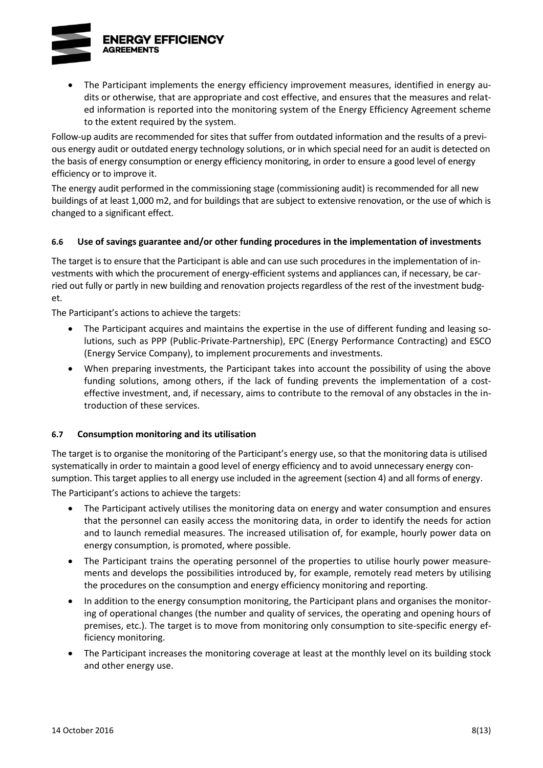- The Participant implements the energy efficiency improvement measures, identified in energy audits or otherwise, that are appropriate and cost effective, and ensures that the measures and related information is reported into the monitoring system of the Energy Efficiency Agreement scheme to the extent required by the system.

Follow-up audits are recommended for sites that suffer from outdated information and the results of a previous energy audit or outdated energy technology solutions, or in which special need for an audit is detected on the basis of energy consumption or energy efficiency monitoring, in order to ensure a good level of energy efficiency or to improve it.

The energy audit performed in the commissioning stage (commissioning audit) is recommended for all new buildings of at least 1,000 m2, and for buildings that are subject to extensive renovation, or the use of which is changed to a significant effect.

#### 6.6 Use of savings guarantee and/or other funding procedures in the implementation of investments

The target is to ensure that the Participant is able and can use such procedures in the implementation of investments with which the procurement of energy-efficient systems and appliances can, if necessary, be carried out fully or partly in new building and renovation projects regardless of the rest of the investment budget.

The Participant's actions to achieve the targets:

- The Participant acquires and maintains the expertise in the use of different funding and leasing solutions, such as PPP (Public-Private-Partnership), EPC (Energy Performance Contracting) and ESCO (Energy Service Company), to implement procurements and investments.
- When preparing investments, the Participant takes into account the possibility of using the above funding solutions, among others, if the lack of funding prevents the implementation of a cost-effective investment, and, if necessary, aims to contribute to the removal of any obstacles in the introduction of these services.

#### 6.7 Consumption monitoring and its utilisation

The target is to organise the monitoring of the Participant's energy use, so that the monitoring data is utilised systematically in order to maintain a good level of energy efficiency and to avoid unnecessary energy consumption. This target applies to all energy use included in the agreement (section 4) and all forms of energy.

The Participant's actions to achieve the targets:

- The Participant actively utilises the monitoring data on energy and water consumption and ensures that the personnel can easily access the monitoring data, in order to identify the needs for action and to launch remedial measures. The increased utilisation of, for example, hourly power data on energy consumption, is promoted, where possible.
- The Participant trains the operating personnel of the properties to utilise hourly power measurements and develops the possibilities introduced by, for example, remotely read meters by utilising the procedures on the consumption and energy efficiency monitoring and reporting.
- In addition to the energy consumption monitoring, the Participant plans and organises the monitoring of operational changes (the number and quality of services, the operating and opening hours of premises, etc.). The target is to move from monitoring only consumption to site-specific energy efficiency monitoring.
- The Participant increases the monitoring coverage at least at the monthly level on its building stock and other energy use.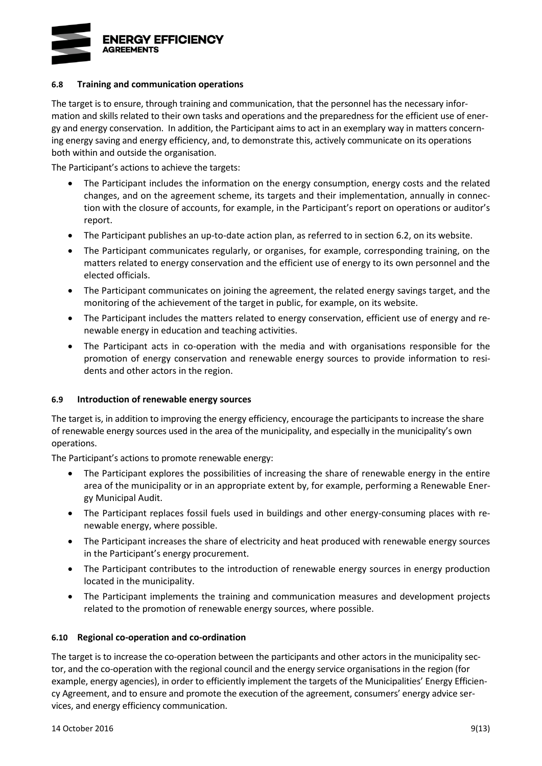### 6.8 Training and communication operations

The target is to ensure, through training and communication, that the personnel has the necessary information and skills related to their own tasks and operations and the preparedness for the efficient use of energy and energy conservation. In addition, the Participant aims to act in an exemplary way in matters concerning energy saving and energy efficiency, and, to demonstrate this, actively communicate on its operations both within and outside the organisation.

The Participant's actions to achieve the targets:

- The Participant includes the information on the energy consumption, energy costs and the related changes, and on the agreement scheme, its targets and their implementation, annually in connection with the closure of accounts, for example, in the Participant's report on operations or auditor's report.
- The Participant publishes an up-to-date action plan, as referred to in section 6.2, on its website.
- The Participant communicates regularly, or organises, for example, corresponding training, on the matters related to energy conservation and the efficient use of energy to its own personnel and the elected officials.
- The Participant communicates on joining the agreement, the related energy savings target, and the monitoring of the achievement of the target in public, for example, on its website.
- The Participant includes the matters related to energy conservation, efficient use of energy and renewable energy in education and teaching activities.
- The Participant acts in co-operation with the media and with organisations responsible for the promotion of energy conservation and renewable energy sources to provide information to residents and other actors in the region.

### 6.9 Introduction of renewable energy sources

The target is, in addition to improving the energy efficiency, encourage the participants to increase the share of renewable energy sources used in the area of the municipality, and especially in the municipality's own operations.

The Participant's actions to promote renewable energy:

- The Participant explores the possibilities of increasing the share of renewable energy in the entire area of the municipality or in an appropriate extent by, for example, performing a Renewable Energy Municipal Audit.
- The Participant replaces fossil fuels used in buildings and other energy-consuming places with renewable energy, where possible.
- The Participant increases the share of electricity and heat produced with renewable energy sources in the Participant's energy procurement.
- The Participant contributes to the introduction of renewable energy sources in energy production located in the municipality.
- The Participant implements the training and communication measures and development projects related to the promotion of renewable energy sources, where possible.

### 6.10 Regional co-operation and co-ordination

The target is to increase the co-operation between the participants and other actors in the municipality sector, and the co-operation with the regional council and the energy service organisations in the region (for example, energy agencies), in order to efficiently implement the targets of the Municipalities' Energy Efficiency Agreement, and to ensure and promote the execution of the agreement, consumers' energy advice services, and energy efficiency communication.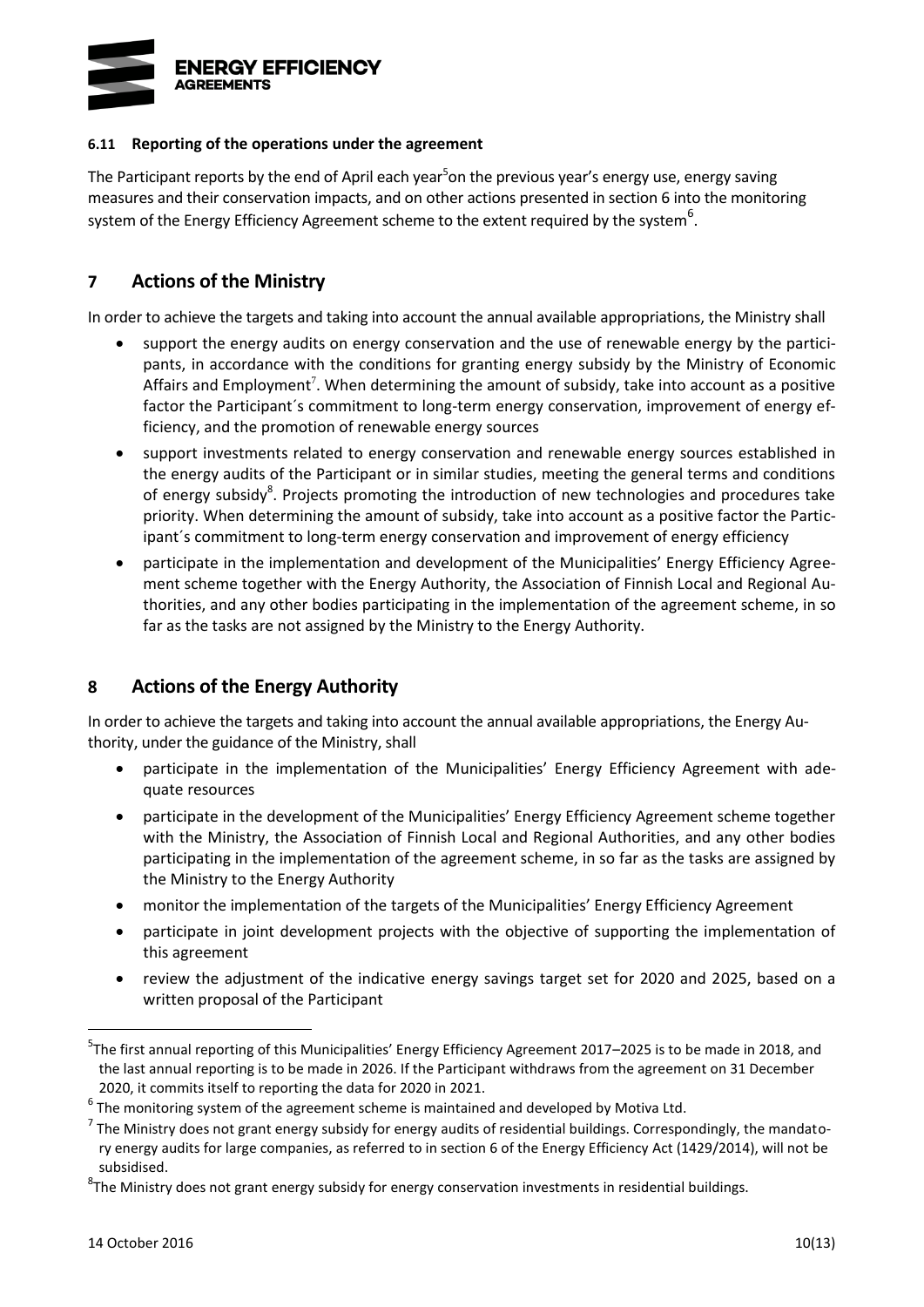### 6.11 Reporting of the operations under the agreement

The Participant reports by the end of April each year[5] on the previous year's energy use, energy saving measures and their conservation impacts, and on other actions presented in section 6 into the monitoring system of the Energy Efficiency Agreement scheme to the extent required by the system[6].

## 7 Actions of the Ministry

In order to achieve the targets and taking into account the annual available appropriations, the Ministry shall

- support the energy audits on energy conservation and the use of renewable energy by the participants, in accordance with the conditions for granting energy subsidy by the Ministry of Economic Affairs and Employment[7]. When determining the amount of subsidy, take into account as a positive factor the Participant´s commitment to long-term energy conservation, improvement of energy efficiency, and the promotion of renewable energy sources
- support investments related to energy conservation and renewable energy sources established in the energy audits of the Participant or in similar studies, meeting the general terms and conditions of energy subsidy[8]. Projects promoting the introduction of new technologies and procedures take priority. When determining the amount of subsidy, take into account as a positive factor the Participant´s commitment to long-term energy conservation and improvement of energy efficiency
- participate in the implementation and development of the Municipalities' Energy Efficiency Agreement scheme together with the Energy Authority, the Association of Finnish Local and Regional Authorities, and any other bodies participating in the implementation of the agreement scheme, in so far as the tasks are not assigned by the Ministry to the Energy Authority.

## 8 Actions of the Energy Authority

In order to achieve the targets and taking into account the annual available appropriations, the Energy Authority, under the guidance of the Ministry, shall

- participate in the implementation of the Municipalities' Energy Efficiency Agreement with adequate resources
- participate in the development of the Municipalities' Energy Efficiency Agreement scheme together with the Ministry, the Association of Finnish Local and Regional Authorities, and any other bodies participating in the implementation of the agreement scheme, in so far as the tasks are assigned by the Ministry to the Energy Authority
- monitor the implementation of the targets of the Municipalities' Energy Efficiency Agreement
- participate in joint development projects with the objective of supporting the implementation of this agreement
- review the adjustment of the indicative energy savings target set for 2020 and 2025, based on a written proposal of the Participant

---

[5] The first annual reporting of this Municipalities' Energy Efficiency Agreement 2017–2025 is to be made in 2018, and the last annual reporting is to be made in 2026. If the Participant withdraws from the agreement on 31 December 2020, it commits itself to reporting the data for 2020 in 2021.

[6] The monitoring system of the agreement scheme is maintained and developed by Motiva Ltd.

[7] The Ministry does not grant energy subsidy for energy audits of residential buildings. Correspondingly, the mandatory energy audits for large companies, as referred to in section 6 of the Energy Efficiency Act (1429/2014), will not be subsidised.

[8] The Ministry does not grant energy subsidy for energy conservation investments in residential buildings.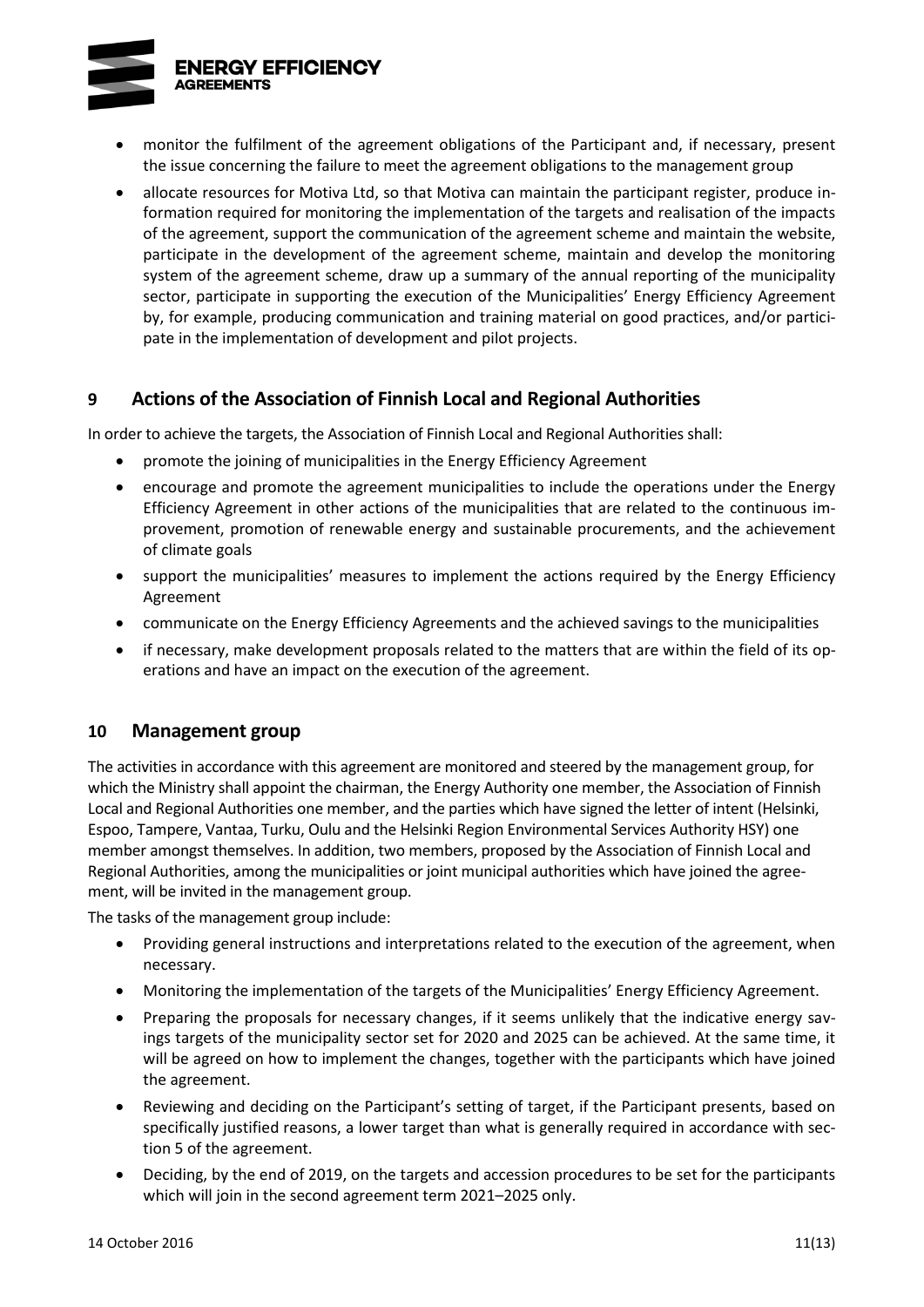- monitor the fulfilment of the agreement obligations of the Participant and, if necessary, present the issue concerning the failure to meet the agreement obligations to the management group
- allocate resources for Motiva Ltd, so that Motiva can maintain the participant register, produce information required for monitoring the implementation of the targets and realisation of the impacts of the agreement, support the communication of the agreement scheme and maintain the website, participate in the development of the agreement scheme, maintain and develop the monitoring system of the agreement scheme, draw up a summary of the annual reporting of the municipality sector, participate in supporting the execution of the Municipalities' Energy Efficiency Agreement by, for example, producing communication and training material on good practices, and/or participate in the implementation of development and pilot projects.

## 9 Actions of the Association of Finnish Local and Regional Authorities

In order to achieve the targets, the Association of Finnish Local and Regional Authorities shall:

- promote the joining of municipalities in the Energy Efficiency Agreement
- encourage and promote the agreement municipalities to include the operations under the Energy Efficiency Agreement in other actions of the municipalities that are related to the continuous improvement, promotion of renewable energy and sustainable procurements, and the achievement of climate goals
- support the municipalities' measures to implement the actions required by the Energy Efficiency Agreement
- communicate on the Energy Efficiency Agreements and the achieved savings to the municipalities
- if necessary, make development proposals related to the matters that are within the field of its operations and have an impact on the execution of the agreement.

## 10 Management group

The activities in accordance with this agreement are monitored and steered by the management group, for which the Ministry shall appoint the chairman, the Energy Authority one member, the Association of Finnish Local and Regional Authorities one member, and the parties which have signed the letter of intent (Helsinki, Espoo, Tampere, Vantaa, Turku, Oulu and the Helsinki Region Environmental Services Authority HSY) one member amongst themselves. In addition, two members, proposed by the Association of Finnish Local and Regional Authorities, among the municipalities or joint municipal authorities which have joined the agreement, will be invited in the management group.

The tasks of the management group include:

- Providing general instructions and interpretations related to the execution of the agreement, when necessary.
- Monitoring the implementation of the targets of the Municipalities' Energy Efficiency Agreement.
- Preparing the proposals for necessary changes, if it seems unlikely that the indicative energy savings targets of the municipality sector set for 2020 and 2025 can be achieved. At the same time, it will be agreed on how to implement the changes, together with the participants which have joined the agreement.
- Reviewing and deciding on the Participant's setting of target, if the Participant presents, based on specifically justified reasons, a lower target than what is generally required in accordance with section 5 of the agreement.
- Deciding, by the end of 2019, on the targets and accession procedures to be set for the participants which will join in the second agreement term 2021–2025 only.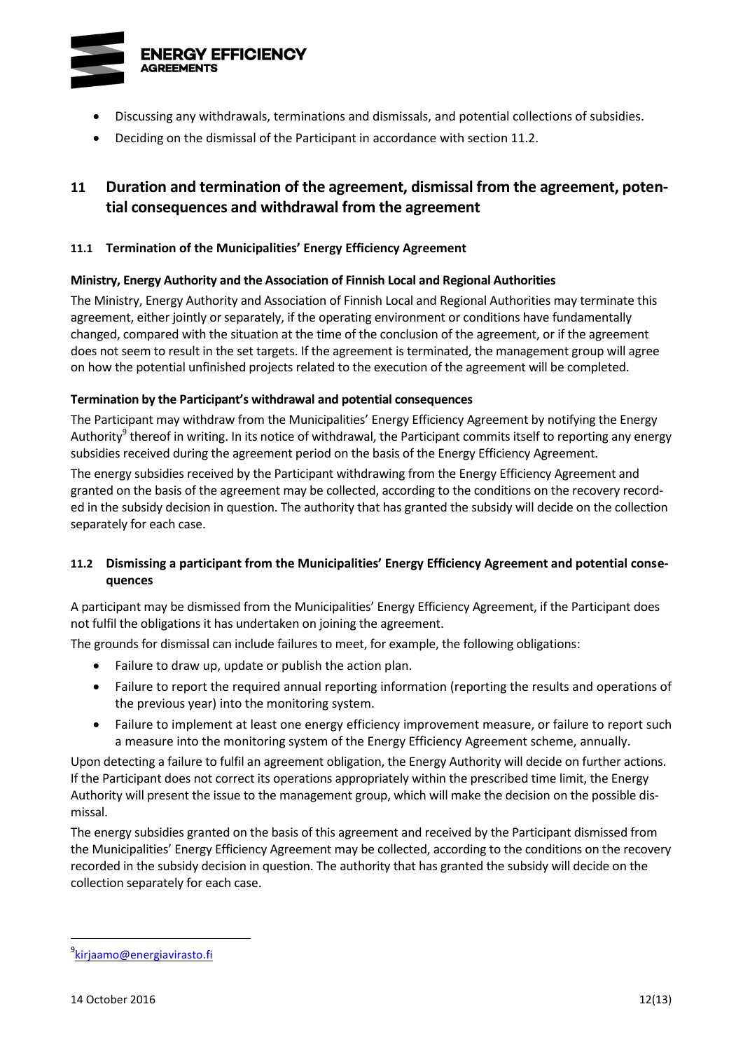- Discussing any withdrawals, terminations and dismissals, and potential collections of subsidies.
- Deciding on the dismissal of the Participant in accordance with section 11.2.

## 11 Duration and termination of the agreement, dismissal from the agreement, potential consequences and withdrawal from the agreement

### 11.1 Termination of the Municipalities' Energy Efficiency Agreement

**Ministry, Energy Authority and the Association of Finnish Local and Regional Authorities**

The Ministry, Energy Authority and Association of Finnish Local and Regional Authorities may terminate this agreement, either jointly or separately, if the operating environment or conditions have fundamentally changed, compared with the situation at the time of the conclusion of the agreement, or if the agreement does not seem to result in the set targets. If the agreement is terminated, the management group will agree on how the potential unfinished projects related to the execution of the agreement will be completed.

**Termination by the Participant's withdrawal and potential consequences**

The Participant may withdraw from the Municipalities' Energy Efficiency Agreement by notifying the Energy Authority[9] thereof in writing. In its notice of withdrawal, the Participant commits itself to reporting any energy subsidies received during the agreement period on the basis of the Energy Efficiency Agreement.

The energy subsidies received by the Participant withdrawing from the Energy Efficiency Agreement and granted on the basis of the agreement may be collected, according to the conditions on the recovery recorded in the subsidy decision in question. The authority that has granted the subsidy will decide on the collection separately for each case.

### 11.2 Dismissing a participant from the Municipalities' Energy Efficiency Agreement and potential consequences

A participant may be dismissed from the Municipalities' Energy Efficiency Agreement, if the Participant does not fulfil the obligations it has undertaken on joining the agreement.

The grounds for dismissal can include failures to meet, for example, the following obligations:

- Failure to draw up, update or publish the action plan.
- Failure to report the required annual reporting information (reporting the results and operations of the previous year) into the monitoring system.
- Failure to implement at least one energy efficiency improvement measure, or failure to report such a measure into the monitoring system of the Energy Efficiency Agreement scheme, annually.

Upon detecting a failure to fulfil an agreement obligation, the Energy Authority will decide on further actions. If the Participant does not correct its operations appropriately within the prescribed time limit, the Energy Authority will present the issue to the management group, which will make the decision on the possible dismissal.

The energy subsidies granted on the basis of this agreement and received by the Participant dismissed from the Municipalities' Energy Efficiency Agreement may be collected, according to the conditions on the recovery recorded in the subsidy decision in question. The authority that has granted the subsidy will decide on the collection separately for each case.

---

[9] kirjaamo@energiavirasto.fi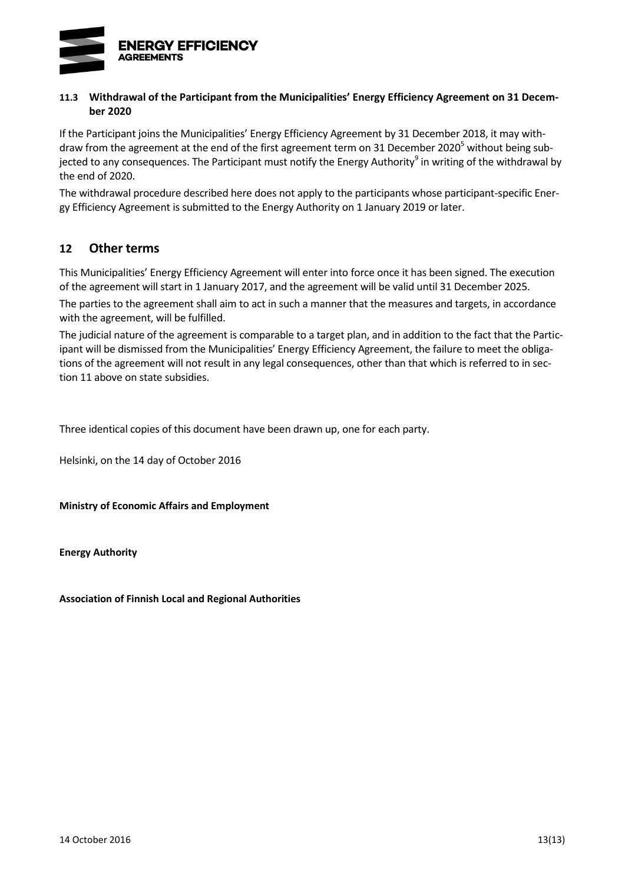### 11.3 Withdrawal of the Participant from the Municipalities' Energy Efficiency Agreement on 31 December 2020

If the Participant joins the Municipalities' Energy Efficiency Agreement by 31 December 2018, it may withdraw from the agreement at the end of the first agreement term on 31 December 2020[5] without being subjected to any consequences. The Participant must notify the Energy Authority[9] in writing of the withdrawal by the end of 2020.

The withdrawal procedure described here does not apply to the participants whose participant-specific Energy Efficiency Agreement is submitted to the Energy Authority on 1 January 2019 or later.

## 12 Other terms

This Municipalities' Energy Efficiency Agreement will enter into force once it has been signed. The execution of the agreement will start in 1 January 2017, and the agreement will be valid until 31 December 2025.

The parties to the agreement shall aim to act in such a manner that the measures and targets, in accordance with the agreement, will be fulfilled.

The judicial nature of the agreement is comparable to a target plan, and in addition to the fact that the Participant will be dismissed from the Municipalities' Energy Efficiency Agreement, the failure to meet the obligations of the agreement will not result in any legal consequences, other than that which is referred to in section 11 above on state subsidies.

Three identical copies of this document have been drawn up, one for each party.

Helsinki, on the 14 day of October 2016

**Ministry of Economic Affairs and Employment**

**Energy Authority**

**Association of Finnish Local and Regional Authorities**